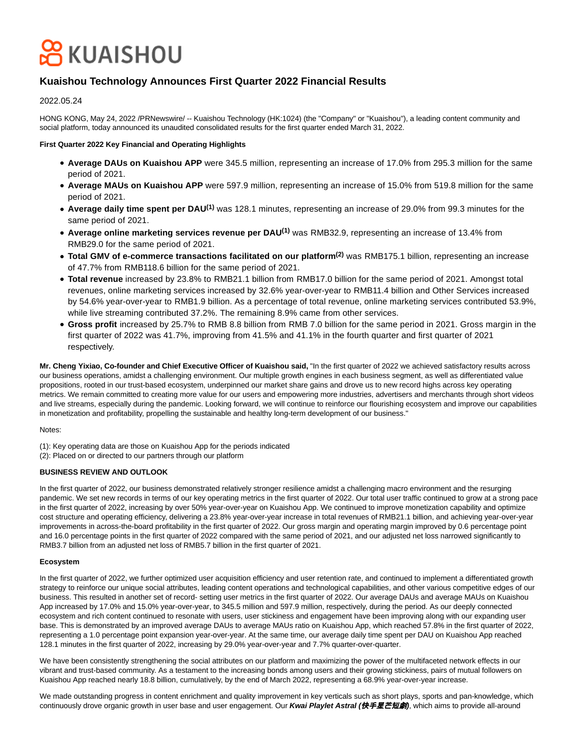KUAISHOU

# Kuaishou Technology Announces First Quarter 2022 Financial Results

2022.05.24

HONG KONG, May 24, 2022 /PRNewswire/ -- Kuaishou Technology (HK:1024) (the "Company" or "Kuaishou"), a leading content community and social platform, today announced its unaudited consolidated results for the first quarter ended March 31, 2022.

**First Quarter 2022 Key Financial and Operating Highlights**

- **Average DAUs on Kuaishou APP** were 345.5 million, representing an increase of 17.0% from 295.3 million for the same period of 2021.
- **Average MAUs on Kuaishou APP** were 597.9 million, representing an increase of 15.0% from 519.8 million for the same period of 2021.
- **Average daily time spent per DAU(1)** was 128.1 minutes, representing an increase of 29.0% from 99.3 minutes for the same period of 2021.
- **Average online marketing services revenue per DAU(1)** was RMB32.9, representing an increase of 13.4% from RMB29.0 for the same period of 2021.
- **Total GMV of e-commerce transactions facilitated on our platform(2)** was RMB175.1 billion, representing an increase of 47.7% from RMB118.6 billion for the same period of 2021.
- **Total revenue** increased by 23.8% to RMB21.1 billion from RMB17.0 billion for the same period of 2021. Amongst total revenues, online marketing services increased by 32.6% year-over-year to RMB11.4 billion and Other Services increased by 54.6% year-over-year to RMB1.9 billion. As a percentage of total revenue, online marketing services contributed 53.9%, while live streaming contributed 37.2%. The remaining 8.9% came from other services.
- **Gross profit** increased by 25.7% to RMB 8.8 billion from RMB 7.0 billion for the same period in 2021. Gross margin in the first quarter of 2022 was 41.7%, improving from 41.5% and 41.1% in the fourth quarter and first quarter of 2021 respectively.

**Mr. Cheng Yixiao, Co-founder and Chief Executive Officer of Kuaishou said,** "In the first quarter of 2022 we achieved satisfactory results across our business operations, amidst a challenging environment. Our multiple growth engines in each business segment, as well as differentiated value propositions, rooted in our trust-based ecosystem, underpinned our market share gains and drove us to new record highs across key operating metrics. We remain committed to creating more value for our users and empowering more industries, advertisers and merchants through short videos and live streams, especially during the pandemic. Looking forward, we will continue to reinforce our flourishing ecosystem and improve our capabilities in monetization and profitability, propelling the sustainable and healthy long-term development of our business."

Notes:

(1): Key operating data are those on Kuaishou App for the periods indicated
(2): Placed on or directed to our partners through our platform

**BUSINESS REVIEW AND OUTLOOK**

In the first quarter of 2022, our business demonstrated relatively stronger resilience amidst a challenging macro environment and the resurging pandemic. We set new records in terms of our key operating metrics in the first quarter of 2022. Our total user traffic continued to grow at a strong pace in the first quarter of 2022, increasing by over 50% year-over-year on Kuaishou App. We continued to improve monetization capability and optimize cost structure and operating efficiency, delivering a 23.8% year-over-year increase in total revenues of RMB21.1 billion, and achieving year-over-year improvements in across-the-board profitability in the first quarter of 2022. Our gross margin and operating margin improved by 0.6 percentage point and 16.0 percentage points in the first quarter of 2022 compared with the same period of 2021, and our adjusted net loss narrowed significantly to RMB3.7 billion from an adjusted net loss of RMB5.7 billion in the first quarter of 2021.

**Ecosystem**

In the first quarter of 2022, we further optimized user acquisition efficiency and user retention rate, and continued to implement a differentiated growth strategy to reinforce our unique social attributes, leading content operations and technological capabilities, and other various competitive edges of our business. This resulted in another set of record- setting user metrics in the first quarter of 2022. Our average DAUs and average MAUs on Kuaishou App increased by 17.0% and 15.0% year-over-year, to 345.5 million and 597.9 million, respectively, during the period. As our deeply connected ecosystem and rich content continued to resonate with users, user stickiness and engagement have been improving along with our expanding user base. This is demonstrated by an improved average DAUs to average MAUs ratio on Kuaishou App, which reached 57.8% in the first quarter of 2022, representing a 1.0 percentage point expansion year-over-year. At the same time, our average daily time spent per DAU on Kuaishou App reached 128.1 minutes in the first quarter of 2022, increasing by 29.0% year-over-year and 7.7% quarter-over-quarter.

We have been consistently strengthening the social attributes on our platform and maximizing the power of the multifaceted network effects in our vibrant and trust-based community. As a testament to the increasing bonds among users and their growing stickiness, pairs of mutual followers on Kuaishou App reached nearly 18.8 billion, cumulatively, by the end of March 2022, representing a 68.9% year-over-year increase.

We made outstanding progress in content enrichment and quality improvement in key verticals such as short plays, sports and pan-knowledge, which continuously drove organic growth in user base and user engagement. Our ***Kwai Playlet Astral (快手星芒短劇)***, which aims to provide all-around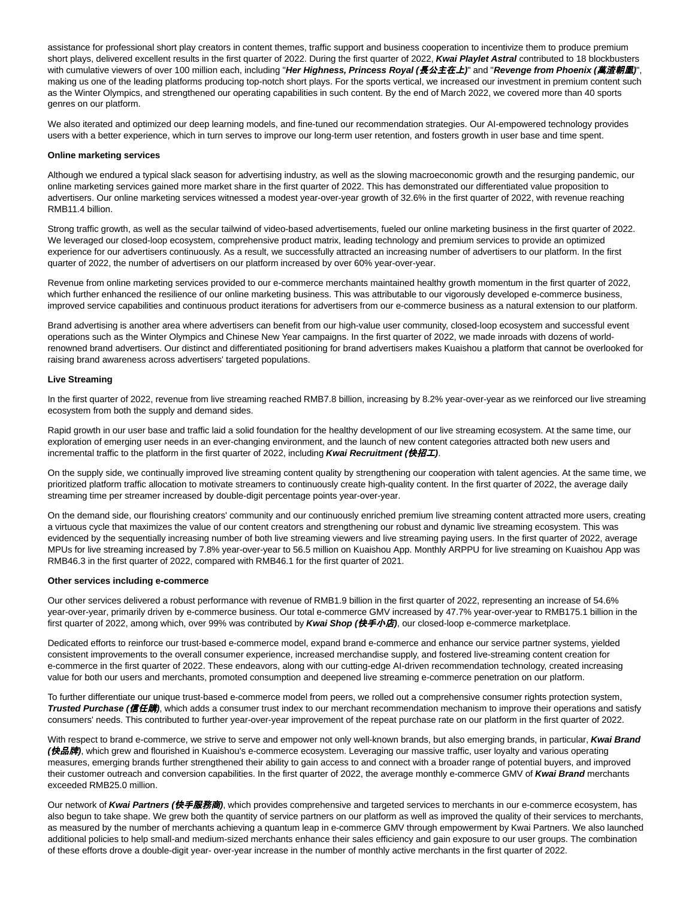assistance for professional short play creators in content themes, traffic support and business cooperation to incentivize them to produce premium short plays, delivered excellent results in the first quarter of 2022. During the first quarter of 2022, ***Kwai Playlet Astral*** contributed to 18 blockbusters with cumulative viewers of over 100 million each, including "***Her Highness, Princess Royal (長公主在上)***" and "***Revenge from Phoenix (萬渣朝凰)***", making us one of the leading platforms producing top-notch short plays. For the sports vertical, we increased our investment in premium content such as the Winter Olympics, and strengthened our operating capabilities in such content. By the end of March 2022, we covered more than 40 sports genres on our platform.

We also iterated and optimized our deep learning models, and fine-tuned our recommendation strategies. Our AI-empowered technology provides users with a better experience, which in turn serves to improve our long-term user retention, and fosters growth in user base and time spent.

**Online marketing services**

Although we endured a typical slack season for advertising industry, as well as the slowing macroeconomic growth and the resurging pandemic, our online marketing services gained more market share in the first quarter of 2022. This has demonstrated our differentiated value proposition to advertisers. Our online marketing services witnessed a modest year-over-year growth of 32.6% in the first quarter of 2022, with revenue reaching RMB11.4 billion.

Strong traffic growth, as well as the secular tailwind of video-based advertisements, fueled our online marketing business in the first quarter of 2022. We leveraged our closed-loop ecosystem, comprehensive product matrix, leading technology and premium services to provide an optimized experience for our advertisers continuously. As a result, we successfully attracted an increasing number of advertisers to our platform. In the first quarter of 2022, the number of advertisers on our platform increased by over 60% year-over-year.

Revenue from online marketing services provided to our e-commerce merchants maintained healthy growth momentum in the first quarter of 2022, which further enhanced the resilience of our online marketing business. This was attributable to our vigorously developed e-commerce business, improved service capabilities and continuous product iterations for advertisers from our e-commerce business as a natural extension to our platform.

Brand advertising is another area where advertisers can benefit from our high-value user community, closed-loop ecosystem and successful event operations such as the Winter Olympics and Chinese New Year campaigns. In the first quarter of 2022, we made inroads with dozens of world-renowned brand advertisers. Our distinct and differentiated positioning for brand advertisers makes Kuaishou a platform that cannot be overlooked for raising brand awareness across advertisers' targeted populations.

**Live Streaming**

In the first quarter of 2022, revenue from live streaming reached RMB7.8 billion, increasing by 8.2% year-over-year as we reinforced our live streaming ecosystem from both the supply and demand sides.

Rapid growth in our user base and traffic laid a solid foundation for the healthy development of our live streaming ecosystem. At the same time, our exploration of emerging user needs in an ever-changing environment, and the launch of new content categories attracted both new users and incremental traffic to the platform in the first quarter of 2022, including ***Kwai Recruitment (快招工)***.

On the supply side, we continually improved live streaming content quality by strengthening our cooperation with talent agencies. At the same time, we prioritized platform traffic allocation to motivate streamers to continuously create high-quality content. In the first quarter of 2022, the average daily streaming time per streamer increased by double-digit percentage points year-over-year.

On the demand side, our flourishing creators' community and our continuously enriched premium live streaming content attracted more users, creating a virtuous cycle that maximizes the value of our content creators and strengthening our robust and dynamic live streaming ecosystem. This was evidenced by the sequentially increasing number of both live streaming viewers and live streaming paying users. In the first quarter of 2022, average MPUs for live streaming increased by 7.8% year-over-year to 56.5 million on Kuaishou App. Monthly ARPPU for live streaming on Kuaishou App was RMB46.3 in the first quarter of 2022, compared with RMB46.1 for the first quarter of 2021.

**Other services including e-commerce**

Our other services delivered a robust performance with revenue of RMB1.9 billion in the first quarter of 2022, representing an increase of 54.6% year-over-year, primarily driven by e-commerce business. Our total e-commerce GMV increased by 47.7% year-over-year to RMB175.1 billion in the first quarter of 2022, among which, over 99% was contributed by ***Kwai Shop (快手小店)***, our closed-loop e-commerce marketplace.

Dedicated efforts to reinforce our trust-based e-commerce model, expand brand e-commerce and enhance our service partner systems, yielded consistent improvements to the overall consumer experience, increased merchandise supply, and fostered live-streaming content creation for e-commerce in the first quarter of 2022. These endeavors, along with our cutting-edge AI-driven recommendation technology, created increasing value for both our users and merchants, promoted consumption and deepened live streaming e-commerce penetration on our platform.

To further differentiate our unique trust-based e-commerce model from peers, we rolled out a comprehensive consumer rights protection system, ***Trusted Purchase (信任購)***, which adds a consumer trust index to our merchant recommendation mechanism to improve their operations and satisfy consumers' needs. This contributed to further year-over-year improvement of the repeat purchase rate on our platform in the first quarter of 2022.

With respect to brand e-commerce, we strive to serve and empower not only well-known brands, but also emerging brands, in particular, ***Kwai Brand (快品牌)***, which grew and flourished in Kuaishou's e-commerce ecosystem. Leveraging our massive traffic, user loyalty and various operating measures, emerging brands further strengthened their ability to gain access to and connect with a broader range of potential buyers, and improved their customer outreach and conversion capabilities. In the first quarter of 2022, the average monthly e-commerce GMV of ***Kwai Brand*** merchants exceeded RMB25.0 million.

Our network of ***Kwai Partners (快手服務商)***, which provides comprehensive and targeted services to merchants in our e-commerce ecosystem, has also begun to take shape. We grew both the quantity of service partners on our platform as well as improved the quality of their services to merchants, as measured by the number of merchants achieving a quantum leap in e-commerce GMV through empowerment by Kwai Partners. We also launched additional policies to help small-and medium-sized merchants enhance their sales efficiency and gain exposure to our user groups. The combination of these efforts drove a double-digit year- over-year increase in the number of monthly active merchants in the first quarter of 2022.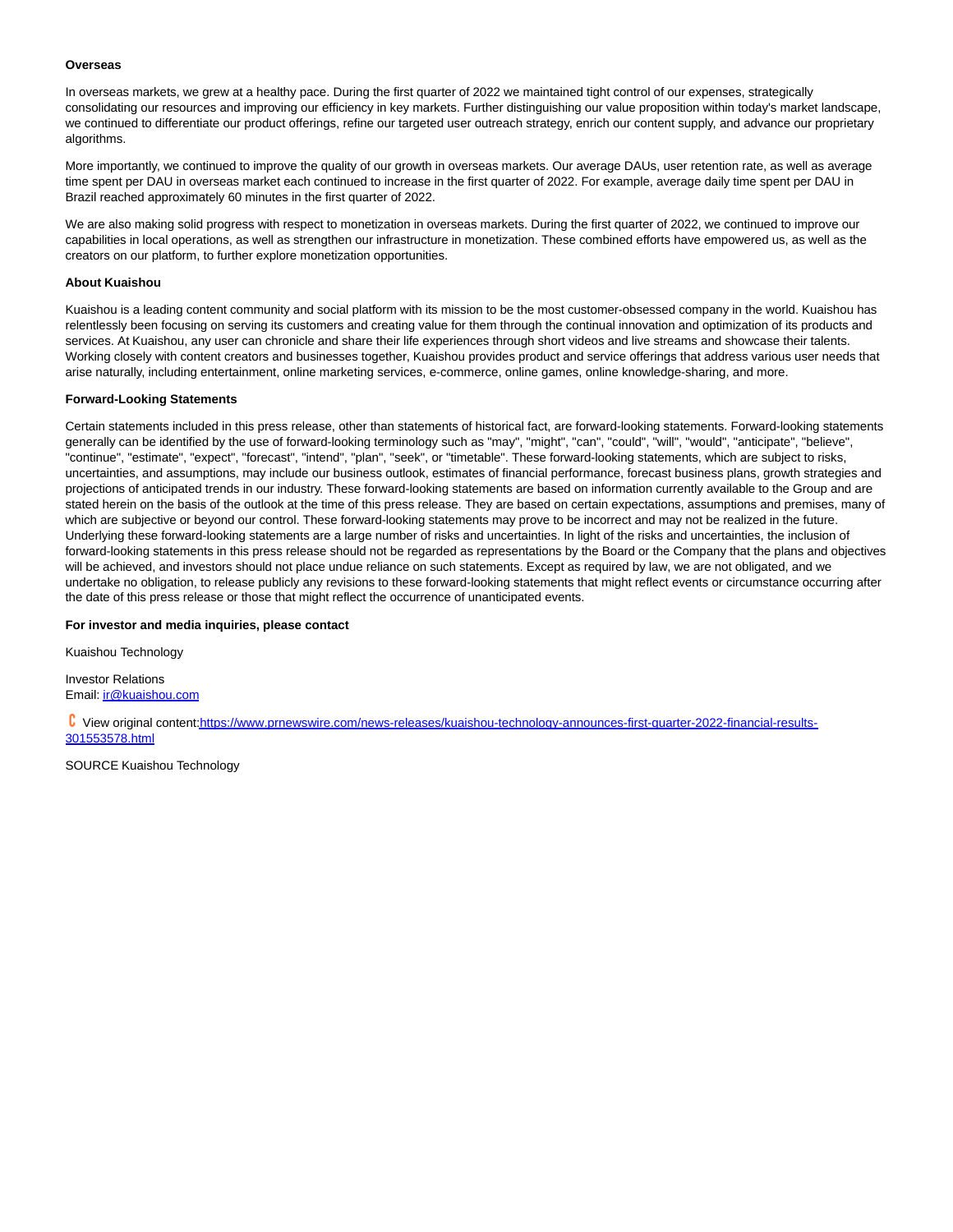**Overseas**

In overseas markets, we grew at a healthy pace. During the first quarter of 2022 we maintained tight control of our expenses, strategically consolidating our resources and improving our efficiency in key markets. Further distinguishing our value proposition within today's market landscape, we continued to differentiate our product offerings, refine our targeted user outreach strategy, enrich our content supply, and advance our proprietary algorithms.

More importantly, we continued to improve the quality of our growth in overseas markets. Our average DAUs, user retention rate, as well as average time spent per DAU in overseas market each continued to increase in the first quarter of 2022. For example, average daily time spent per DAU in Brazil reached approximately 60 minutes in the first quarter of 2022.

We are also making solid progress with respect to monetization in overseas markets. During the first quarter of 2022, we continued to improve our capabilities in local operations, as well as strengthen our infrastructure in monetization. These combined efforts have empowered us, as well as the creators on our platform, to further explore monetization opportunities.

**About Kuaishou**

Kuaishou is a leading content community and social platform with its mission to be the most customer-obsessed company in the world. Kuaishou has relentlessly been focusing on serving its customers and creating value for them through the continual innovation and optimization of its products and services. At Kuaishou, any user can chronicle and share their life experiences through short videos and live streams and showcase their talents. Working closely with content creators and businesses together, Kuaishou provides product and service offerings that address various user needs that arise naturally, including entertainment, online marketing services, e-commerce, online games, online knowledge-sharing, and more.

**Forward-Looking Statements**

Certain statements included in this press release, other than statements of historical fact, are forward-looking statements. Forward-looking statements generally can be identified by the use of forward-looking terminology such as "may", "might", "can", "could", "will", "would", "anticipate", "believe", "continue", "estimate", "expect", "forecast", "intend", "plan", "seek", or "timetable". These forward-looking statements, which are subject to risks, uncertainties, and assumptions, may include our business outlook, estimates of financial performance, forecast business plans, growth strategies and projections of anticipated trends in our industry. These forward-looking statements are based on information currently available to the Group and are stated herein on the basis of the outlook at the time of this press release. They are based on certain expectations, assumptions and premises, many of which are subjective or beyond our control. These forward-looking statements may prove to be incorrect and may not be realized in the future. Underlying these forward-looking statements are a large number of risks and uncertainties. In light of the risks and uncertainties, the inclusion of forward-looking statements in this press release should not be regarded as representations by the Board or the Company that the plans and objectives will be achieved, and investors should not place undue reliance on such statements. Except as required by law, we are not obligated, and we undertake no obligation, to release publicly any revisions to these forward-looking statements that might reflect events or circumstance occurring after the date of this press release or those that might reflect the occurrence of unanticipated events.

**For investor and media inquiries, please contact**

Kuaishou Technology

Investor Relations
Email: ir@kuaishou.com

View original content:https://www.prnewswire.com/news-releases/kuaishou-technology-announces-first-quarter-2022-financial-results-301553578.html

SOURCE Kuaishou Technology